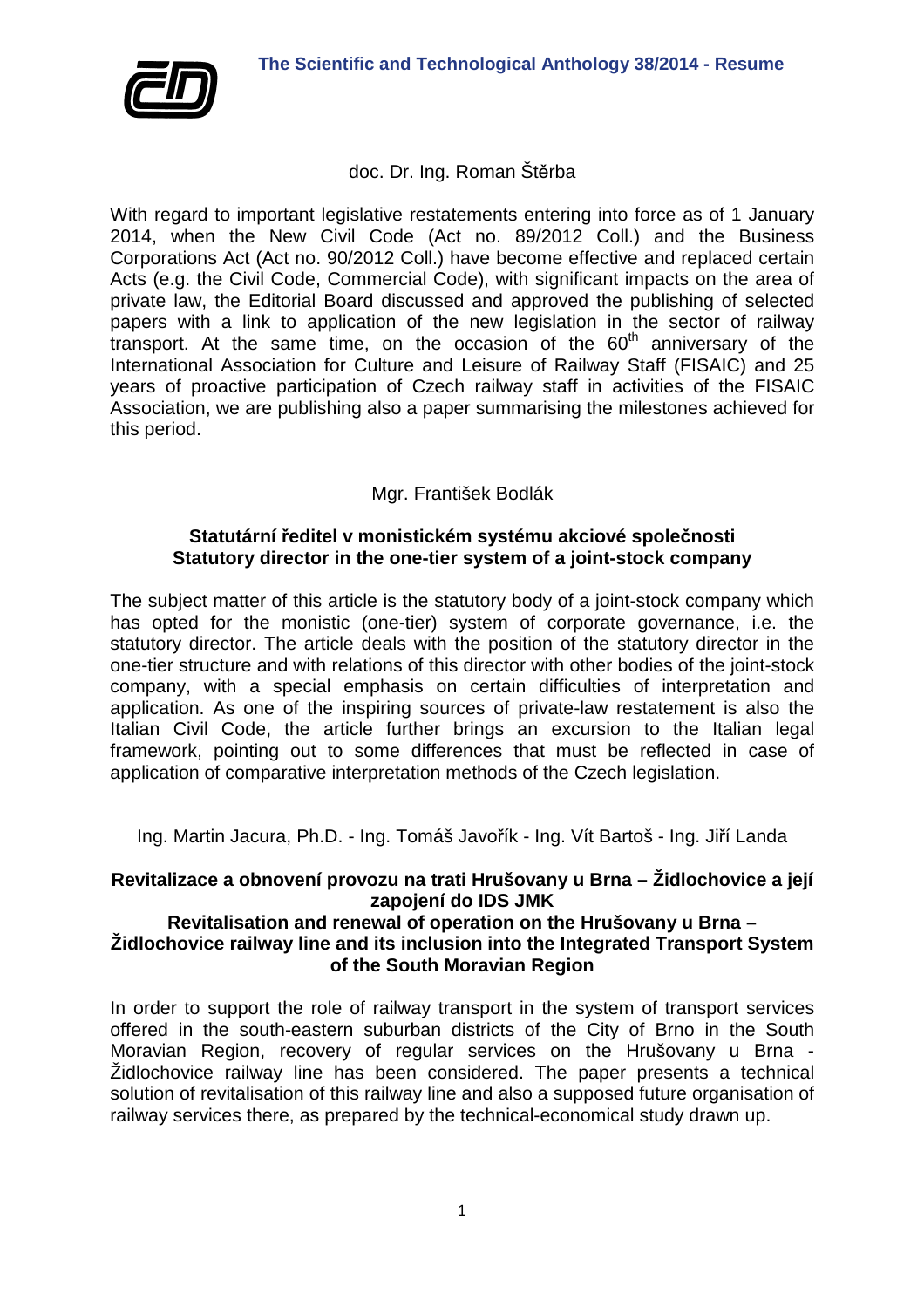# The Scientific and Technological Anthology 38/2014 - Resume

doc. Dr. Ing. Roman Štěrba

With regard to important legislative restatements entering into force as of 1 January 2014, when the New Civil Code (Act no. 89/2012 Coll.) and the Business Corporations Act (Act no. 90/2012 Coll.) have become effective and replaced certain Acts (e.g. the Civil Code, Commercial Code), with significant impacts on the area of private law, the Editorial Board discussed and approved the publishing of selected papers with a link to application of the new legislation in the sector of railway transport. At the same time, on the occasion of the 60th anniversary of the International Association for Culture and Leisure of Railway Staff (FISAIC) and 25 years of proactive participation of Czech railway staff in activities of the FISAIC Association, we are publishing also a paper summarising the milestones achieved for this period.

Mgr. František Bodlák

**Statutární ředitel v monistickém systému akciové společnosti**
**Statutory director in the one-tier system of a joint-stock company**

The subject matter of this article is the statutory body of a joint-stock company which has opted for the monistic (one-tier) system of corporate governance, i.e. the statutory director. The article deals with the position of the statutory director in the one-tier structure and with relations of this director with other bodies of the joint-stock company, with a special emphasis on certain difficulties of interpretation and application. As one of the inspiring sources of private-law restatement is also the Italian Civil Code, the article further brings an excursion to the Italian legal framework, pointing out to some differences that must be reflected in case of application of comparative interpretation methods of the Czech legislation.

Ing. Martin Jacura, Ph.D. - Ing. Tomáš Javořík - Ing. Vít Bartoš - Ing. Jiří Landa

**Revitalizace a obnovení provozu na trati Hrušovany u Brna – Židlochovice a její zapojení do IDS JMK**
**Revitalisation and renewal of operation on the Hrušovany u Brna – Židlochovice railway line and its inclusion into the Integrated Transport System of the South Moravian Region**

In order to support the role of railway transport in the system of transport services offered in the south-eastern suburban districts of the City of Brno in the South Moravian Region, recovery of regular services on the Hrušovany u Brna - Židlochovice railway line has been considered. The paper presents a technical solution of revitalisation of this railway line and also a supposed future organisation of railway services there, as prepared by the technical-economical study drawn up.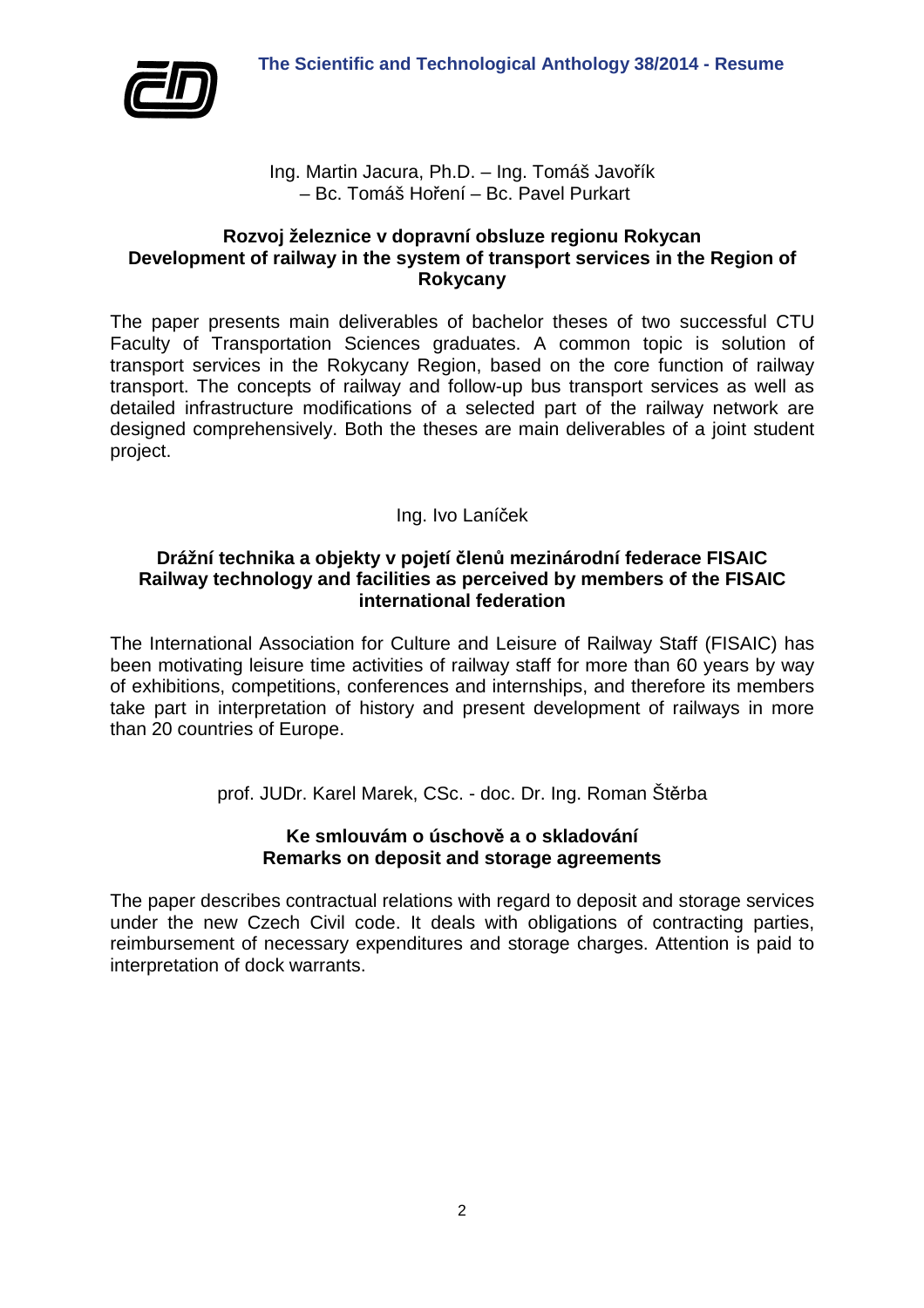Ing. Martin Jacura, Ph.D. – Ing. Tomáš Javořík – Bc. Tomáš Hoření – Bc. Pavel Purkart

## Rozvoj železnice v dopravní obsluze regionu Rokycan
## Development of railway in the system of transport services in the Region of Rokycany

The paper presents main deliverables of bachelor theses of two successful CTU Faculty of Transportation Sciences graduates. A common topic is solution of transport services in the Rokycany Region, based on the core function of railway transport. The concepts of railway and follow-up bus transport services as well as detailed infrastructure modifications of a selected part of the railway network are designed comprehensively. Both the theses are main deliverables of a joint student project.

Ing. Ivo Laníček

## Drážní technika a objekty v pojetí členů mezinárodní federace FISAIC
## Railway technology and facilities as perceived by members of the FISAIC international federation

The International Association for Culture and Leisure of Railway Staff (FISAIC) has been motivating leisure time activities of railway staff for more than 60 years by way of exhibitions, competitions, conferences and internships, and therefore its members take part in interpretation of history and present development of railways in more than 20 countries of Europe.

prof. JUDr. Karel Marek, CSc. - doc. Dr. Ing. Roman Štěrba

## Ke smlouvám o úschově a o skladování
## Remarks on deposit and storage agreements

The paper describes contractual relations with regard to deposit and storage services under the new Czech Civil code. It deals with obligations of contracting parties, reimbursement of necessary expenditures and storage charges. Attention is paid to interpretation of dock warrants.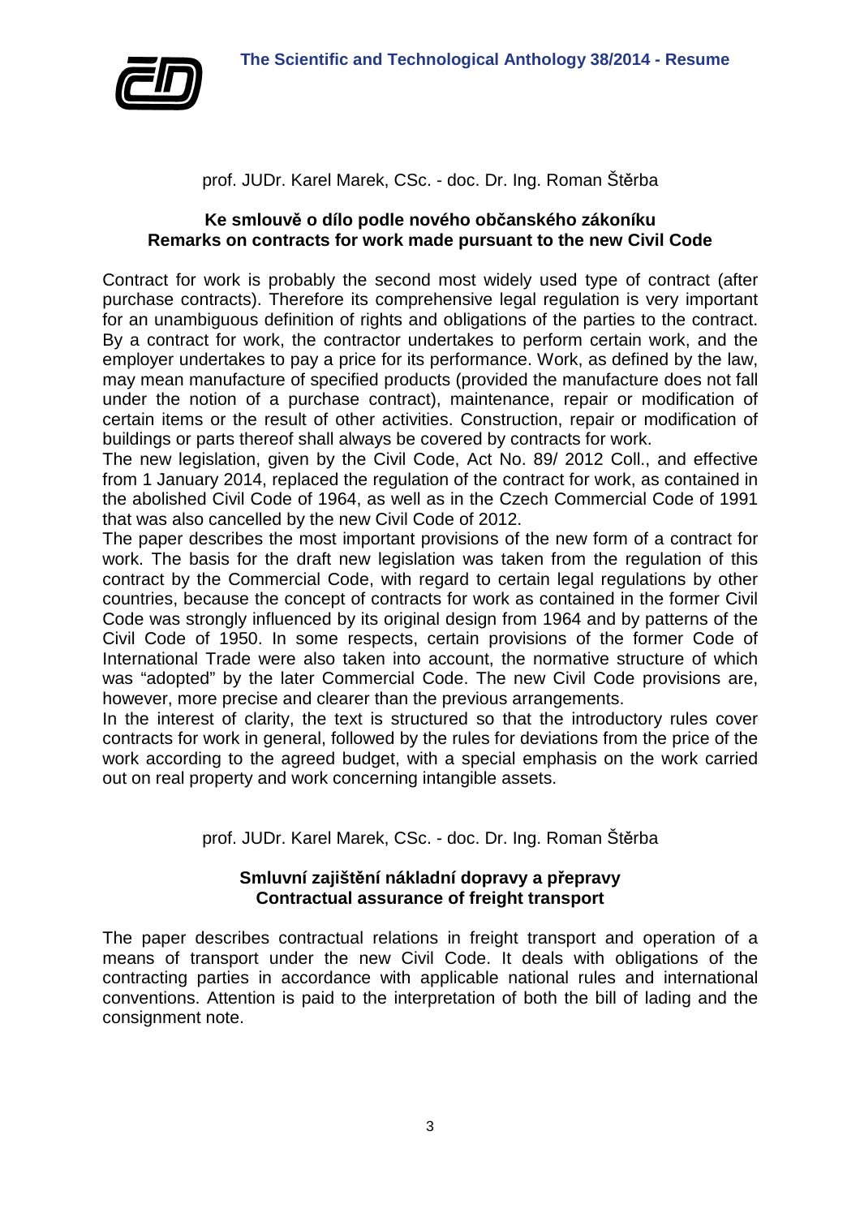prof. JUDr. Karel Marek, CSc. - doc. Dr. Ing. Roman Štěrba

## Ke smlouvě o dílo podle nového občanského zákoníku
## Remarks on contracts for work made pursuant to the new Civil Code

Contract for work is probably the second most widely used type of contract (after purchase contracts). Therefore its comprehensive legal regulation is very important for an unambiguous definition of rights and obligations of the parties to the contract. By a contract for work, the contractor undertakes to perform certain work, and the employer undertakes to pay a price for its performance. Work, as defined by the law, may mean manufacture of specified products (provided the manufacture does not fall under the notion of a purchase contract), maintenance, repair or modification of certain items or the result of other activities. Construction, repair or modification of buildings or parts thereof shall always be covered by contracts for work.

The new legislation, given by the Civil Code, Act No. 89/ 2012 Coll., and effective from 1 January 2014, replaced the regulation of the contract for work, as contained in the abolished Civil Code of 1964, as well as in the Czech Commercial Code of 1991 that was also cancelled by the new Civil Code of 2012.

The paper describes the most important provisions of the new form of a contract for work. The basis for the draft new legislation was taken from the regulation of this contract by the Commercial Code, with regard to certain legal regulations by other countries, because the concept of contracts for work as contained in the former Civil Code was strongly influenced by its original design from 1964 and by patterns of the Civil Code of 1950. In some respects, certain provisions of the former Code of International Trade were also taken into account, the normative structure of which was "adopted" by the later Commercial Code. The new Civil Code provisions are, however, more precise and clearer than the previous arrangements.

In the interest of clarity, the text is structured so that the introductory rules cover contracts for work in general, followed by the rules for deviations from the price of the work according to the agreed budget, with a special emphasis on the work carried out on real property and work concerning intangible assets.

prof. JUDr. Karel Marek, CSc. - doc. Dr. Ing. Roman Štěrba

## Smluvní zajištění nákladní dopravy a přepravy
## Contractual assurance of freight transport

The paper describes contractual relations in freight transport and operation of a means of transport under the new Civil Code. It deals with obligations of the contracting parties in accordance with applicable national rules and international conventions. Attention is paid to the interpretation of both the bill of lading and the consignment note.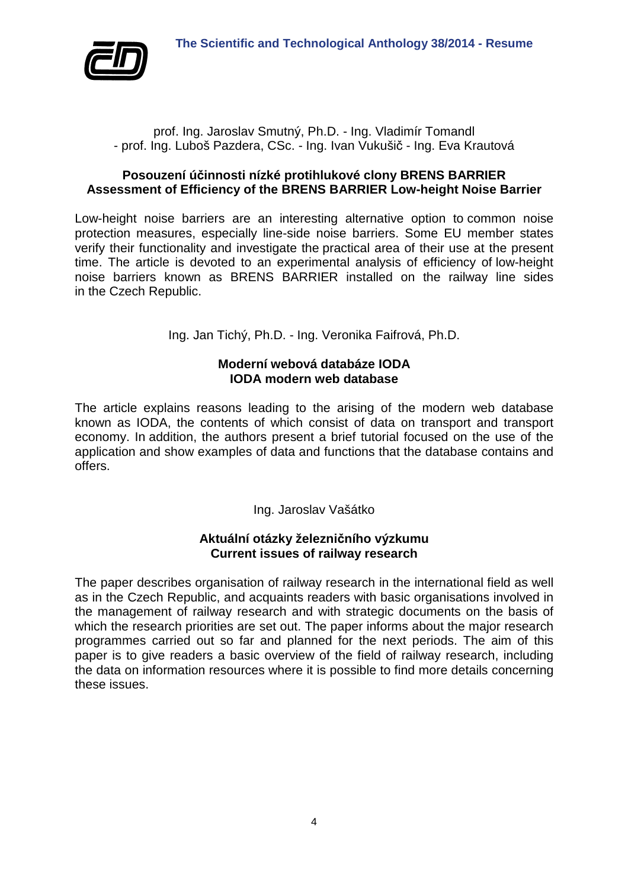prof. Ing. Jaroslav Smutný, Ph.D. - Ing. Vladimír Tomandl - prof. Ing. Luboš Pazdera, CSc. - Ing. Ivan Vukušič - Ing. Eva Krautová

**Posouzení účinnosti nízké protihlukové clony BRENS BARRIER**
**Assessment of Efficiency of the BRENS BARRIER Low-height Noise Barrier**

Low-height noise barriers are an interesting alternative option to common noise protection measures, especially line-side noise barriers. Some EU member states verify their functionality and investigate the practical area of their use at the present time. The article is devoted to an experimental analysis of efficiency of low-height noise barriers known as BRENS BARRIER installed on the railway line sides in the Czech Republic.

Ing. Jan Tichý, Ph.D. - Ing. Veronika Faifrová, Ph.D.

**Moderní webová databáze IODA**
**IODA modern web database**

The article explains reasons leading to the arising of the modern web database known as IODA, the contents of which consist of data on transport and transport economy. In addition, the authors present a brief tutorial focused on the use of the application and show examples of data and functions that the database contains and offers.

Ing. Jaroslav Vašátko

**Aktuální otázky železničního výzkumu**
**Current issues of railway research**

The paper describes organisation of railway research in the international field as well as in the Czech Republic, and acquaints readers with basic organisations involved in the management of railway research and with strategic documents on the basis of which the research priorities are set out. The paper informs about the major research programmes carried out so far and planned for the next periods. The aim of this paper is to give readers a basic overview of the field of railway research, including the data on information resources where it is possible to find more details concerning these issues.